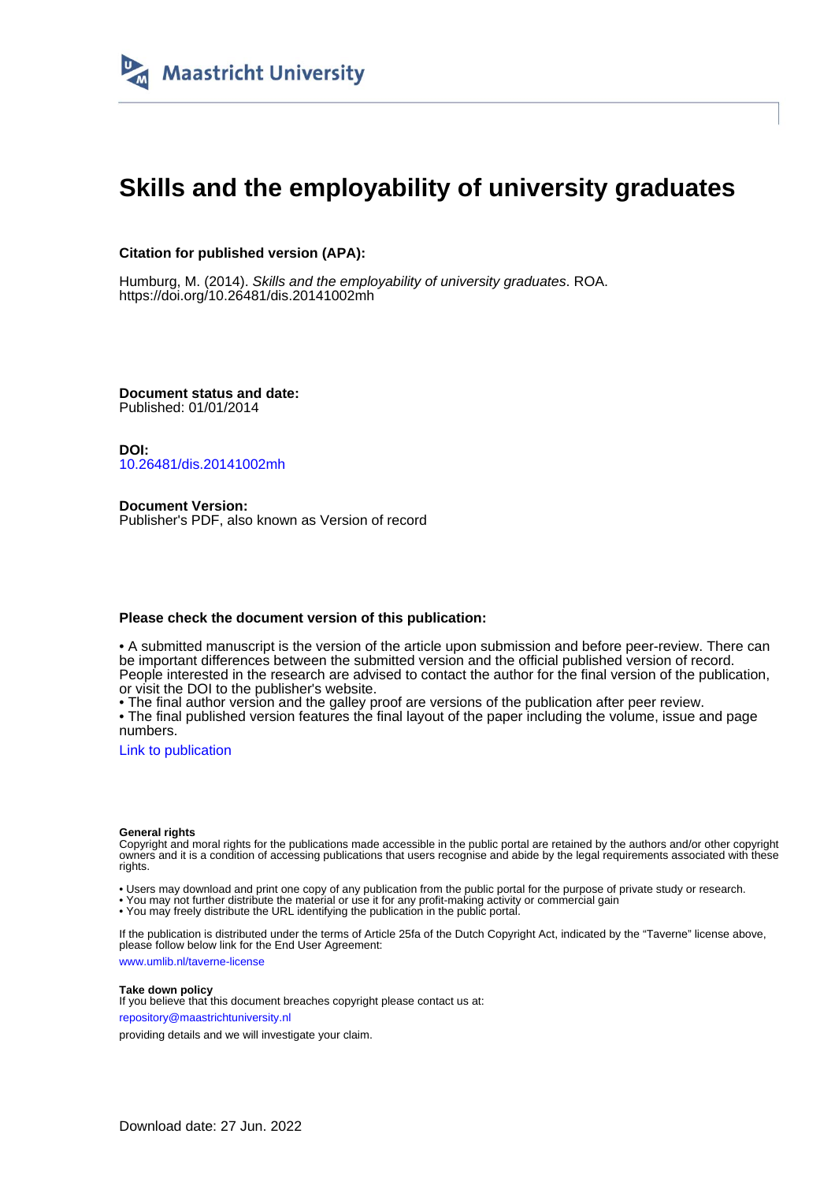Maastricht University

# Skills and the employability of university graduates

**Citation for published version (APA):**

Humburg, M. (2014). *Skills and the employability of university graduates*. ROA.
https://doi.org/10.26481/dis.20141002mh

**Document status and date:**
Published: 01/01/2014

**DOI:**
10.26481/dis.20141002mh

**Document Version:**
Publisher's PDF, also known as Version of record

**Please check the document version of this publication:**

• A submitted manuscript is the version of the article upon submission and before peer-review. There can be important differences between the submitted version and the official published version of record. People interested in the research are advised to contact the author for the final version of the publication, or visit the DOI to the publisher's website.
• The final author version and the galley proof are versions of the publication after peer review.
• The final published version features the final layout of the paper including the volume, issue and page numbers.

Link to publication

**General rights**
Copyright and moral rights for the publications made accessible in the public portal are retained by the authors and/or other copyright owners and it is a condition of accessing publications that users recognise and abide by the legal requirements associated with these rights.

• Users may download and print one copy of any publication from the public portal for the purpose of private study or research.
• You may not further distribute the material or use it for any profit-making activity or commercial gain
• You may freely distribute the URL identifying the publication in the public portal.

If the publication is distributed under the terms of Article 25fa of the Dutch Copyright Act, indicated by the "Taverne" license above, please follow below link for the End User Agreement:

www.umlib.nl/taverne-license

**Take down policy**
If you believe that this document breaches copyright please contact us at:

repository@maastrichtuniversity.nl

providing details and we will investigate your claim.

Download date: 27 Jun. 2022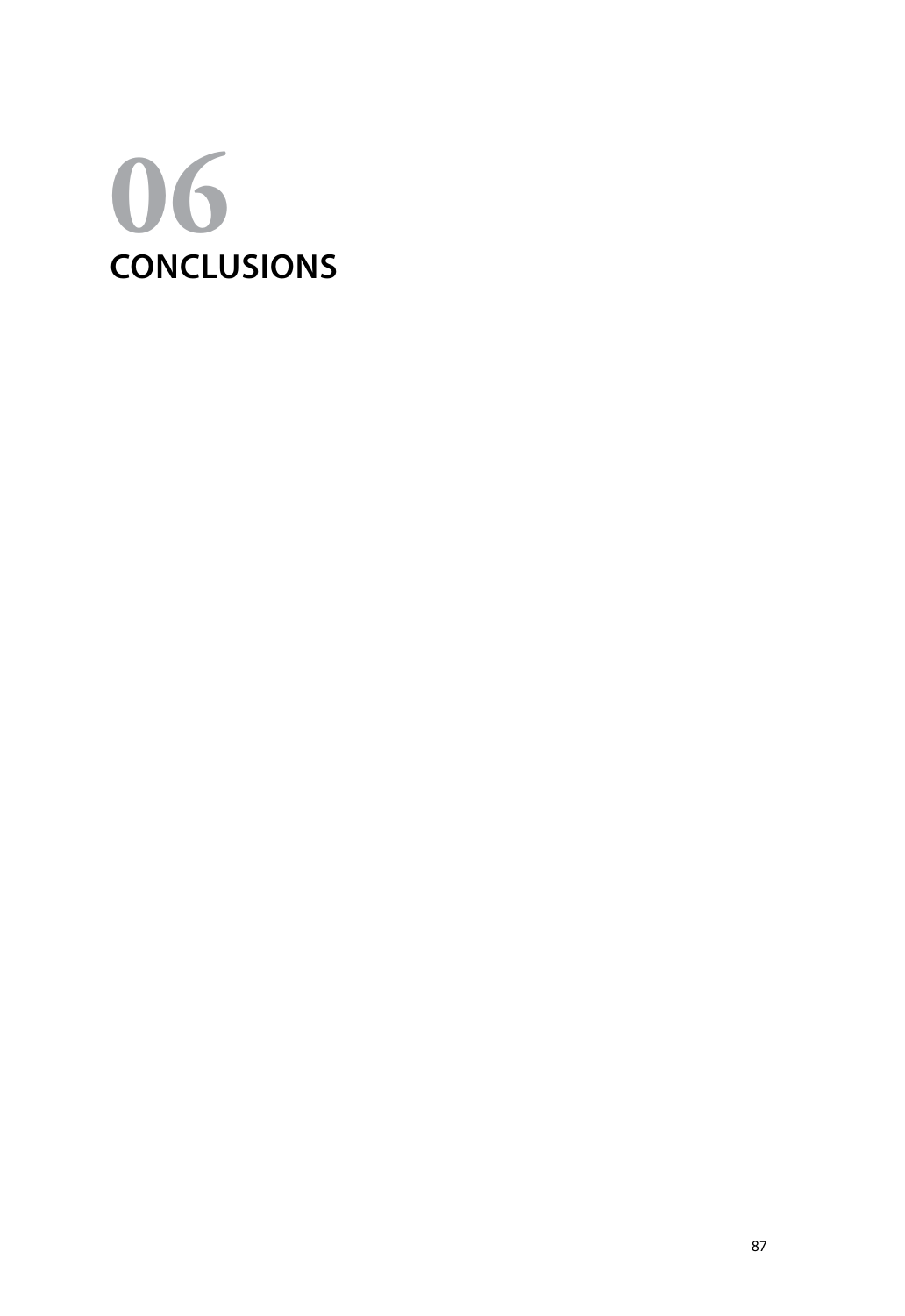# 06
# CONCLUSIONS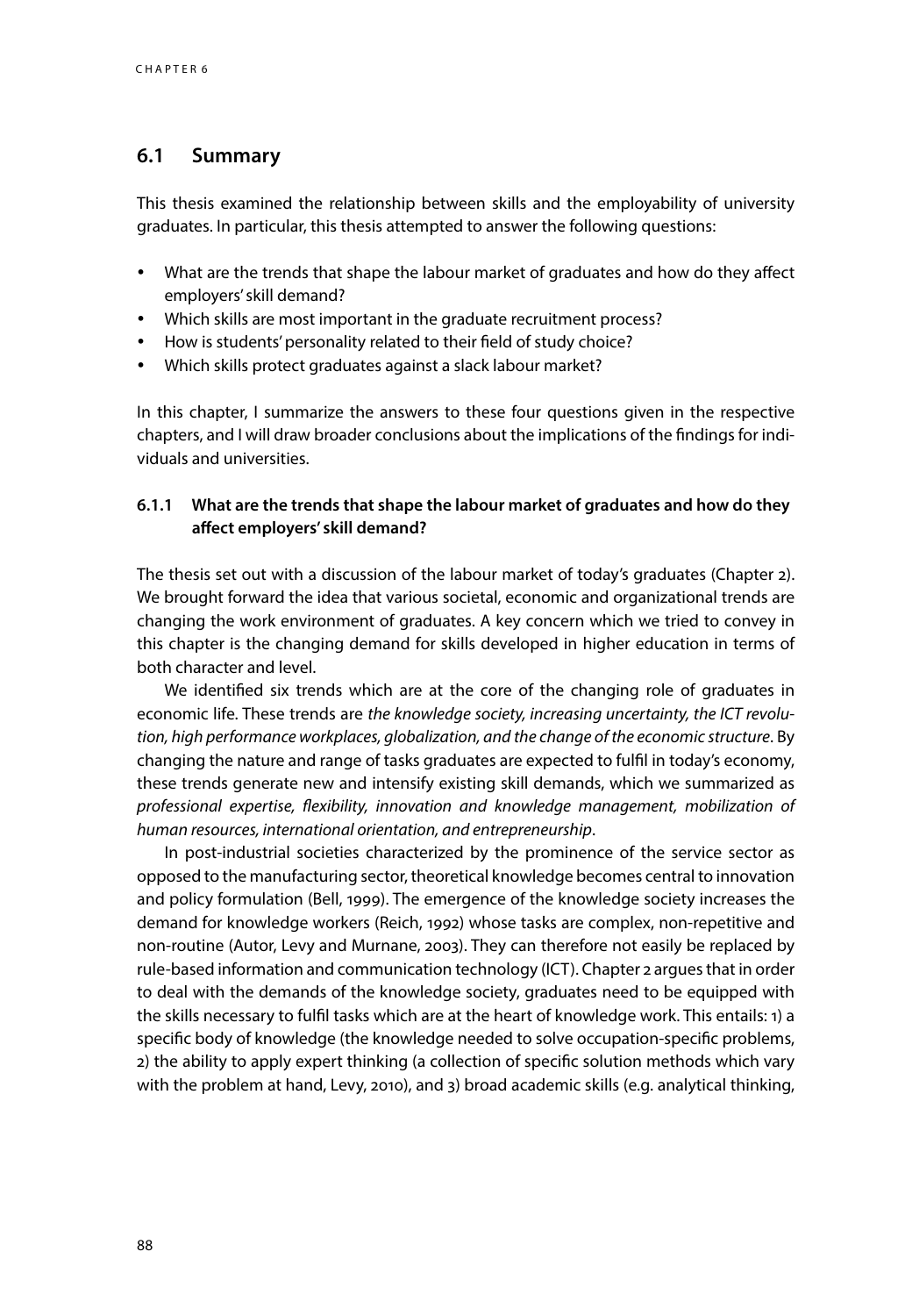## 6.1 Summary

This thesis examined the relationship between skills and the employability of university graduates. In particular, this thesis attempted to answer the following questions:

- What are the trends that shape the labour market of graduates and how do they affect employers' skill demand?
- Which skills are most important in the graduate recruitment process?
- How is students' personality related to their field of study choice?
- Which skills protect graduates against a slack labour market?

In this chapter, I summarize the answers to these four questions given in the respective chapters, and I will draw broader conclusions about the implications of the findings for individuals and universities.

### 6.1.1 What are the trends that shape the labour market of graduates and how do they affect employers' skill demand?

The thesis set out with a discussion of the labour market of today's graduates (Chapter 2). We brought forward the idea that various societal, economic and organizational trends are changing the work environment of graduates. A key concern which we tried to convey in this chapter is the changing demand for skills developed in higher education in terms of both character and level.

We identified six trends which are at the core of the changing role of graduates in economic life. These trends are *the knowledge society, increasing uncertainty, the ICT revolution, high performance workplaces, globalization, and the change of the economic structure*. By changing the nature and range of tasks graduates are expected to fulfil in today's economy, these trends generate new and intensify existing skill demands, which we summarized as *professional expertise, flexibility, innovation and knowledge management, mobilization of human resources, international orientation, and entrepreneurship*.

In post-industrial societies characterized by the prominence of the service sector as opposed to the manufacturing sector, theoretical knowledge becomes central to innovation and policy formulation (Bell, 1999). The emergence of the knowledge society increases the demand for knowledge workers (Reich, 1992) whose tasks are complex, non-repetitive and non-routine (Autor, Levy and Murnane, 2003). They can therefore not easily be replaced by rule-based information and communication technology (ICT). Chapter 2 argues that in order to deal with the demands of the knowledge society, graduates need to be equipped with the skills necessary to fulfil tasks which are at the heart of knowledge work. This entails: 1) a specific body of knowledge (the knowledge needed to solve occupation-specific problems, 2) the ability to apply expert thinking (a collection of specific solution methods which vary with the problem at hand, Levy, 2010), and 3) broad academic skills (e.g. analytical thinking,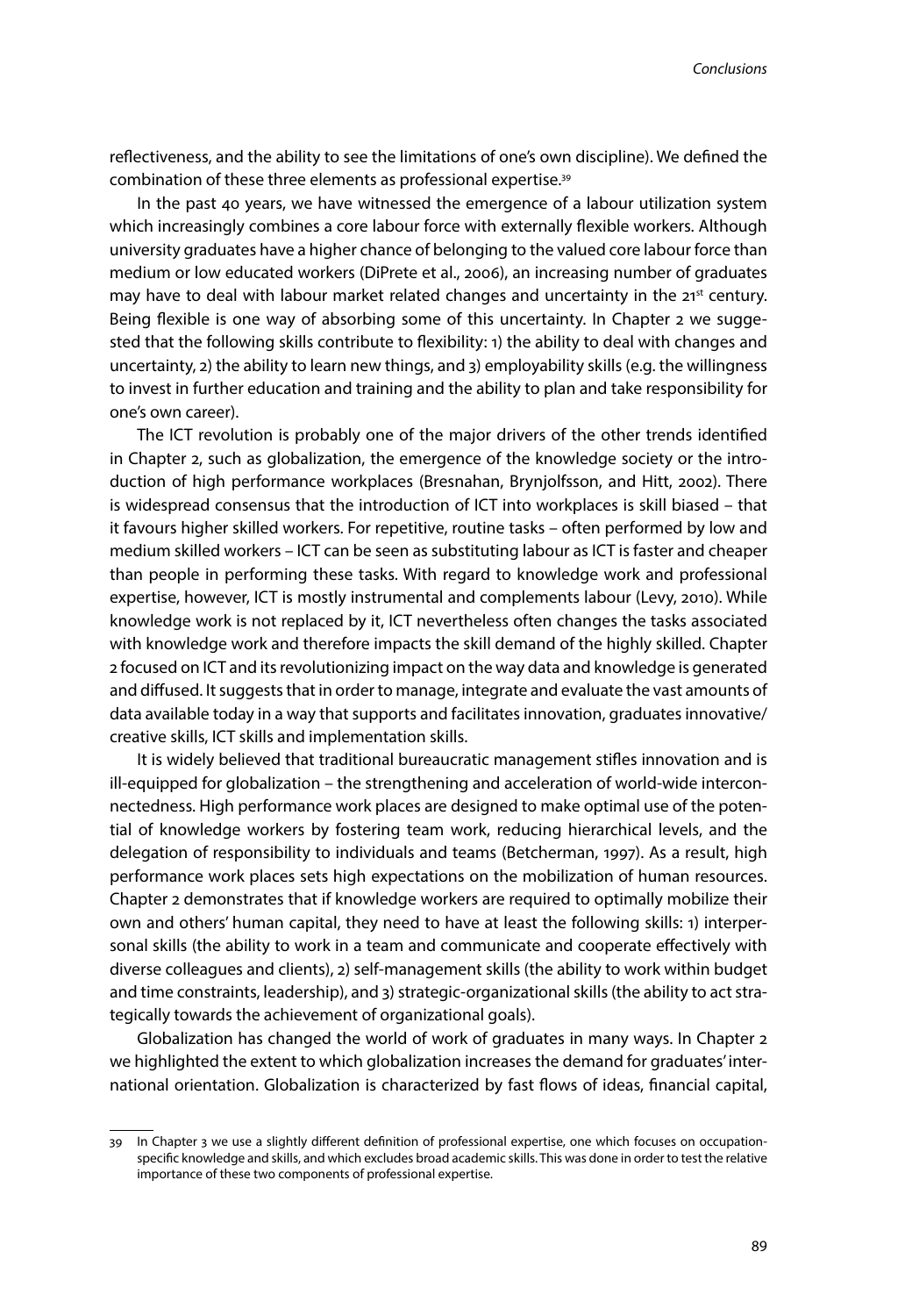reflectiveness, and the ability to see the limitations of one's own discipline). We defined the combination of these three elements as professional expertise.[39]

In the past 40 years, we have witnessed the emergence of a labour utilization system which increasingly combines a core labour force with externally flexible workers. Although university graduates have a higher chance of belonging to the valued core labour force than medium or low educated workers (DiPrete et al., 2006), an increasing number of graduates may have to deal with labour market related changes and uncertainty in the 21st century. Being flexible is one way of absorbing some of this uncertainty. In Chapter 2 we suggested that the following skills contribute to flexibility: 1) the ability to deal with changes and uncertainty, 2) the ability to learn new things, and 3) employability skills (e.g. the willingness to invest in further education and training and the ability to plan and take responsibility for one's own career).

The ICT revolution is probably one of the major drivers of the other trends identified in Chapter 2, such as globalization, the emergence of the knowledge society or the introduction of high performance workplaces (Bresnahan, Brynjolfsson, and Hitt, 2002). There is widespread consensus that the introduction of ICT into workplaces is skill biased – that it favours higher skilled workers. For repetitive, routine tasks – often performed by low and medium skilled workers – ICT can be seen as substituting labour as ICT is faster and cheaper than people in performing these tasks. With regard to knowledge work and professional expertise, however, ICT is mostly instrumental and complements labour (Levy, 2010). While knowledge work is not replaced by it, ICT nevertheless often changes the tasks associated with knowledge work and therefore impacts the skill demand of the highly skilled. Chapter 2 focused on ICT and its revolutionizing impact on the way data and knowledge is generated and diffused. It suggests that in order to manage, integrate and evaluate the vast amounts of data available today in a way that supports and facilitates innovation, graduates innovative/creative skills, ICT skills and implementation skills.

It is widely believed that traditional bureaucratic management stifles innovation and is ill-equipped for globalization – the strengthening and acceleration of world-wide interconnectedness. High performance work places are designed to make optimal use of the potential of knowledge workers by fostering team work, reducing hierarchical levels, and the delegation of responsibility to individuals and teams (Betcherman, 1997). As a result, high performance work places sets high expectations on the mobilization of human resources. Chapter 2 demonstrates that if knowledge workers are required to optimally mobilize their own and others' human capital, they need to have at least the following skills: 1) interpersonal skills (the ability to work in a team and communicate and cooperate effectively with diverse colleagues and clients), 2) self-management skills (the ability to work within budget and time constraints, leadership), and 3) strategic-organizational skills (the ability to act strategically towards the achievement of organizational goals).

Globalization has changed the world of work of graduates in many ways. In Chapter 2 we highlighted the extent to which globalization increases the demand for graduates' international orientation. Globalization is characterized by fast flows of ideas, financial capital,

---

39 In Chapter 3 we use a slightly different definition of professional expertise, one which focuses on occupation-specific knowledge and skills, and which excludes broad academic skills. This was done in order to test the relative importance of these two components of professional expertise.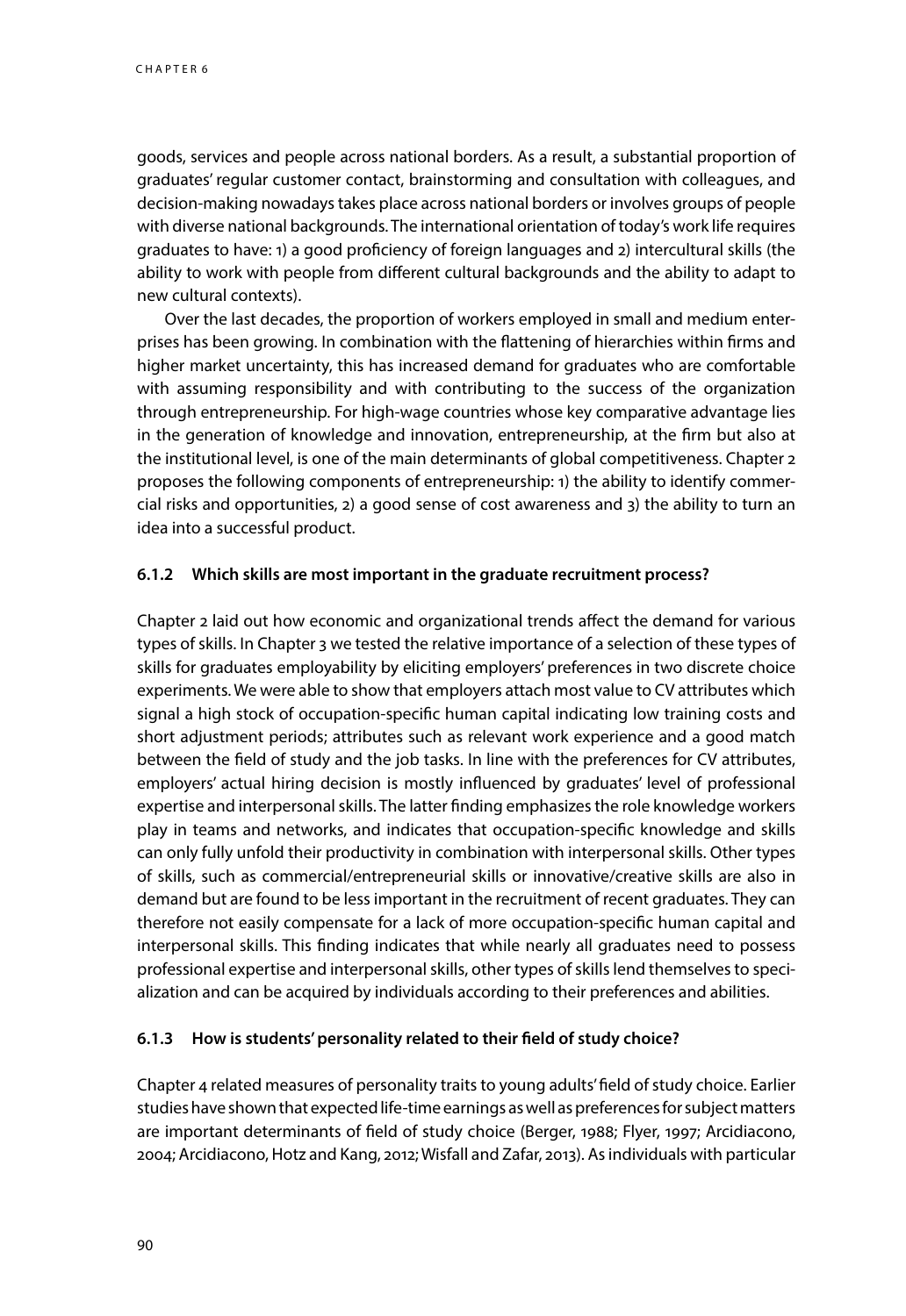goods, services and people across national borders. As a result, a substantial proportion of graduates' regular customer contact, brainstorming and consultation with colleagues, and decision-making nowadays takes place across national borders or involves groups of people with diverse national backgrounds. The international orientation of today's work life requires graduates to have: 1) a good proficiency of foreign languages and 2) intercultural skills (the ability to work with people from different cultural backgrounds and the ability to adapt to new cultural contexts).

Over the last decades, the proportion of workers employed in small and medium enterprises has been growing. In combination with the flattening of hierarchies within firms and higher market uncertainty, this has increased demand for graduates who are comfortable with assuming responsibility and with contributing to the success of the organization through entrepreneurship. For high-wage countries whose key comparative advantage lies in the generation of knowledge and innovation, entrepreneurship, at the firm but also at the institutional level, is one of the main determinants of global competitiveness. Chapter 2 proposes the following components of entrepreneurship: 1) the ability to identify commercial risks and opportunities, 2) a good sense of cost awareness and 3) the ability to turn an idea into a successful product.

### 6.1.2 Which skills are most important in the graduate recruitment process?

Chapter 2 laid out how economic and organizational trends affect the demand for various types of skills. In Chapter 3 we tested the relative importance of a selection of these types of skills for graduates employability by eliciting employers' preferences in two discrete choice experiments. We were able to show that employers attach most value to CV attributes which signal a high stock of occupation-specific human capital indicating low training costs and short adjustment periods; attributes such as relevant work experience and a good match between the field of study and the job tasks. In line with the preferences for CV attributes, employers' actual hiring decision is mostly influenced by graduates' level of professional expertise and interpersonal skills. The latter finding emphasizes the role knowledge workers play in teams and networks, and indicates that occupation-specific knowledge and skills can only fully unfold their productivity in combination with interpersonal skills. Other types of skills, such as commercial/entrepreneurial skills or innovative/creative skills are also in demand but are found to be less important in the recruitment of recent graduates. They can therefore not easily compensate for a lack of more occupation-specific human capital and interpersonal skills. This finding indicates that while nearly all graduates need to possess professional expertise and interpersonal skills, other types of skills lend themselves to specialization and can be acquired by individuals according to their preferences and abilities.

### 6.1.3 How is students' personality related to their field of study choice?

Chapter 4 related measures of personality traits to young adults' field of study choice. Earlier studies have shown that expected life-time earnings as well as preferences for subject matters are important determinants of field of study choice (Berger, 1988; Flyer, 1997; Arcidiacono, 2004; Arcidiacono, Hotz and Kang, 2012; Wisfall and Zafar, 2013). As individuals with particular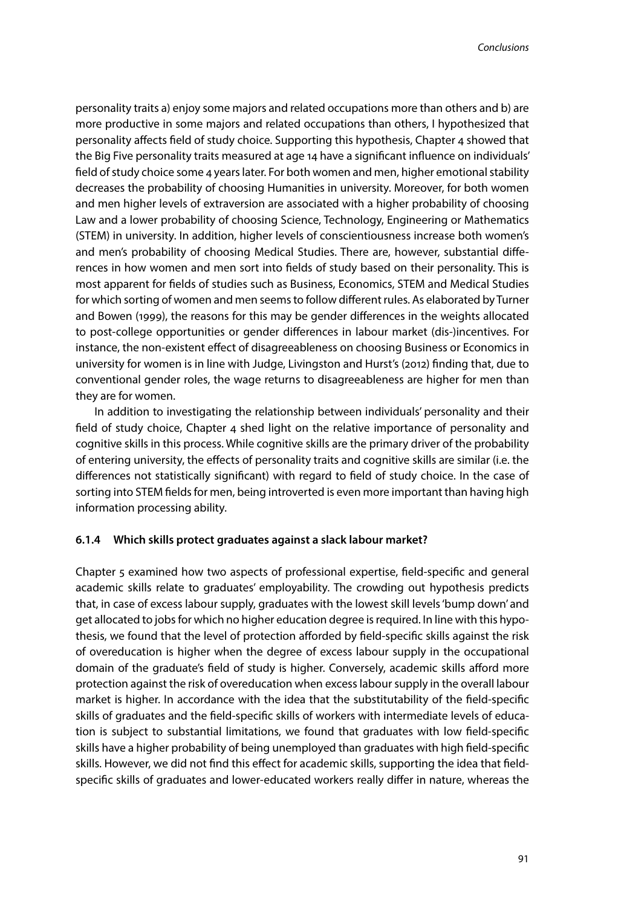personality traits a) enjoy some majors and related occupations more than others and b) are more productive in some majors and related occupations than others, I hypothesized that personality affects field of study choice. Supporting this hypothesis, Chapter 4 showed that the Big Five personality traits measured at age 14 have a significant influence on individuals' field of study choice some 4 years later. For both women and men, higher emotional stability decreases the probability of choosing Humanities in university. Moreover, for both women and men higher levels of extraversion are associated with a higher probability of choosing Law and a lower probability of choosing Science, Technology, Engineering or Mathematics (STEM) in university. In addition, higher levels of conscientiousness increase both women's and men's probability of choosing Medical Studies. There are, however, substantial differences in how women and men sort into fields of study based on their personality. This is most apparent for fields of studies such as Business, Economics, STEM and Medical Studies for which sorting of women and men seems to follow different rules. As elaborated by Turner and Bowen (1999), the reasons for this may be gender differences in the weights allocated to post-college opportunities or gender differences in labour market (dis-)incentives. For instance, the non-existent effect of disagreeableness on choosing Business or Economics in university for women is in line with Judge, Livingston and Hurst's (2012) finding that, due to conventional gender roles, the wage returns to disagreeableness are higher for men than they are for women.

In addition to investigating the relationship between individuals' personality and their field of study choice, Chapter 4 shed light on the relative importance of personality and cognitive skills in this process. While cognitive skills are the primary driver of the probability of entering university, the effects of personality traits and cognitive skills are similar (i.e. the differences not statistically significant) with regard to field of study choice. In the case of sorting into STEM fields for men, being introverted is even more important than having high information processing ability.

### 6.1.4 Which skills protect graduates against a slack labour market?

Chapter 5 examined how two aspects of professional expertise, field-specific and general academic skills relate to graduates' employability. The crowding out hypothesis predicts that, in case of excess labour supply, graduates with the lowest skill levels 'bump down' and get allocated to jobs for which no higher education degree is required. In line with this hypothesis, we found that the level of protection afforded by field-specific skills against the risk of overeducation is higher when the degree of excess labour supply in the occupational domain of the graduate's field of study is higher. Conversely, academic skills afford more protection against the risk of overeducation when excess labour supply in the overall labour market is higher. In accordance with the idea that the substitutability of the field-specific skills of graduates and the field-specific skills of workers with intermediate levels of education is subject to substantial limitations, we found that graduates with low field-specific skills have a higher probability of being unemployed than graduates with high field-specific skills. However, we did not find this effect for academic skills, supporting the idea that field-specific skills of graduates and lower-educated workers really differ in nature, whereas the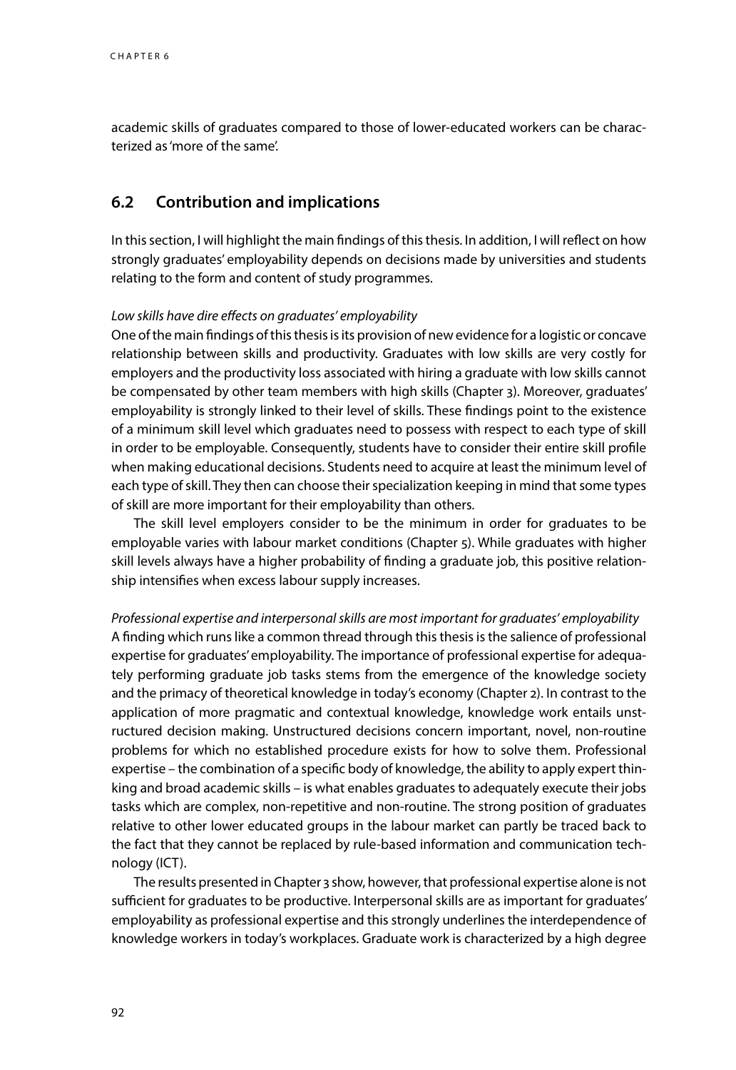academic skills of graduates compared to those of lower-educated workers can be characterized as 'more of the same'.

## 6.2 Contribution and implications

In this section, I will highlight the main findings of this thesis. In addition, I will reflect on how strongly graduates' employability depends on decisions made by universities and students relating to the form and content of study programmes.

*Low skills have dire effects on graduates' employability*

One of the main findings of this thesis is its provision of new evidence for a logistic or concave relationship between skills and productivity. Graduates with low skills are very costly for employers and the productivity loss associated with hiring a graduate with low skills cannot be compensated by other team members with high skills (Chapter 3). Moreover, graduates' employability is strongly linked to their level of skills. These findings point to the existence of a minimum skill level which graduates need to possess with respect to each type of skill in order to be employable. Consequently, students have to consider their entire skill profile when making educational decisions. Students need to acquire at least the minimum level of each type of skill. They then can choose their specialization keeping in mind that some types of skill are more important for their employability than others.

The skill level employers consider to be the minimum in order for graduates to be employable varies with labour market conditions (Chapter 5). While graduates with higher skill levels always have a higher probability of finding a graduate job, this positive relationship intensifies when excess labour supply increases.

*Professional expertise and interpersonal skills are most important for graduates' employability*

A finding which runs like a common thread through this thesis is the salience of professional expertise for graduates' employability. The importance of professional expertise for adequately performing graduate job tasks stems from the emergence of the knowledge society and the primacy of theoretical knowledge in today's economy (Chapter 2). In contrast to the application of more pragmatic and contextual knowledge, knowledge work entails unstructured decision making. Unstructured decisions concern important, novel, non-routine problems for which no established procedure exists for how to solve them. Professional expertise – the combination of a specific body of knowledge, the ability to apply expert thinking and broad academic skills – is what enables graduates to adequately execute their jobs tasks which are complex, non-repetitive and non-routine. The strong position of graduates relative to other lower educated groups in the labour market can partly be traced back to the fact that they cannot be replaced by rule-based information and communication technology (ICT).

The results presented in Chapter 3 show, however, that professional expertise alone is not sufficient for graduates to be productive. Interpersonal skills are as important for graduates' employability as professional expertise and this strongly underlines the interdependence of knowledge workers in today's workplaces. Graduate work is characterized by a high degree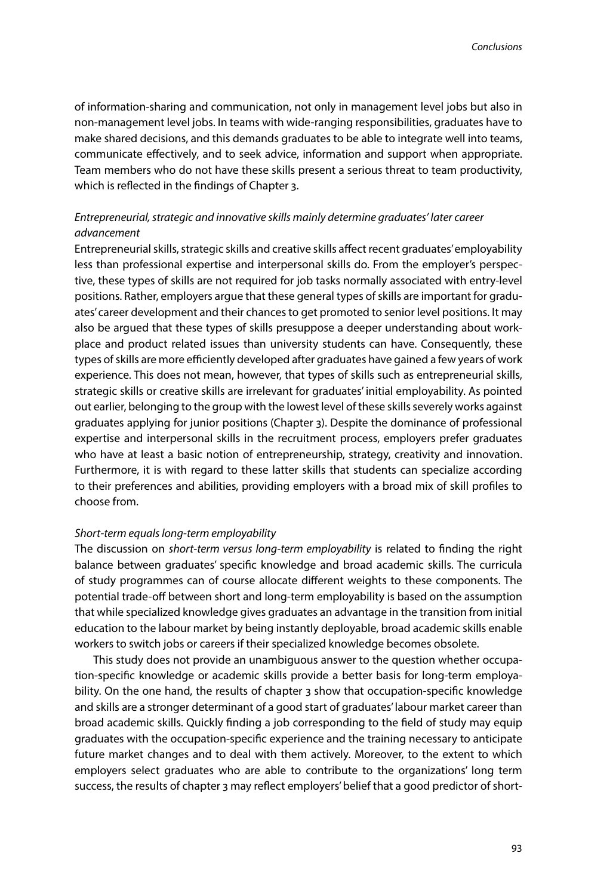of information-sharing and communication, not only in management level jobs but also in non-management level jobs. In teams with wide-ranging responsibilities, graduates have to make shared decisions, and this demands graduates to be able to integrate well into teams, communicate effectively, and to seek advice, information and support when appropriate. Team members who do not have these skills present a serious threat to team productivity, which is reflected in the findings of Chapter 3.

*Entrepreneurial, strategic and innovative skills mainly determine graduates' later career advancement*

Entrepreneurial skills, strategic skills and creative skills affect recent graduates' employability less than professional expertise and interpersonal skills do. From the employer's perspective, these types of skills are not required for job tasks normally associated with entry-level positions. Rather, employers argue that these general types of skills are important for graduates' career development and their chances to get promoted to senior level positions. It may also be argued that these types of skills presuppose a deeper understanding about workplace and product related issues than university students can have. Consequently, these types of skills are more efficiently developed after graduates have gained a few years of work experience. This does not mean, however, that types of skills such as entrepreneurial skills, strategic skills or creative skills are irrelevant for graduates' initial employability. As pointed out earlier, belonging to the group with the lowest level of these skills severely works against graduates applying for junior positions (Chapter 3). Despite the dominance of professional expertise and interpersonal skills in the recruitment process, employers prefer graduates who have at least a basic notion of entrepreneurship, strategy, creativity and innovation. Furthermore, it is with regard to these latter skills that students can specialize according to their preferences and abilities, providing employers with a broad mix of skill profiles to choose from.

*Short-term equals long-term employability*

The discussion on *short-term versus long-term employability* is related to finding the right balance between graduates' specific knowledge and broad academic skills. The curricula of study programmes can of course allocate different weights to these components. The potential trade-off between short and long-term employability is based on the assumption that while specialized knowledge gives graduates an advantage in the transition from initial education to the labour market by being instantly deployable, broad academic skills enable workers to switch jobs or careers if their specialized knowledge becomes obsolete.

This study does not provide an unambiguous answer to the question whether occupation-specific knowledge or academic skills provide a better basis for long-term employability. On the one hand, the results of chapter 3 show that occupation-specific knowledge and skills are a stronger determinant of a good start of graduates' labour market career than broad academic skills. Quickly finding a job corresponding to the field of study may equip graduates with the occupation-specific experience and the training necessary to anticipate future market changes and to deal with them actively. Moreover, to the extent to which employers select graduates who are able to contribute to the organizations' long term success, the results of chapter 3 may reflect employers' belief that a good predictor of short-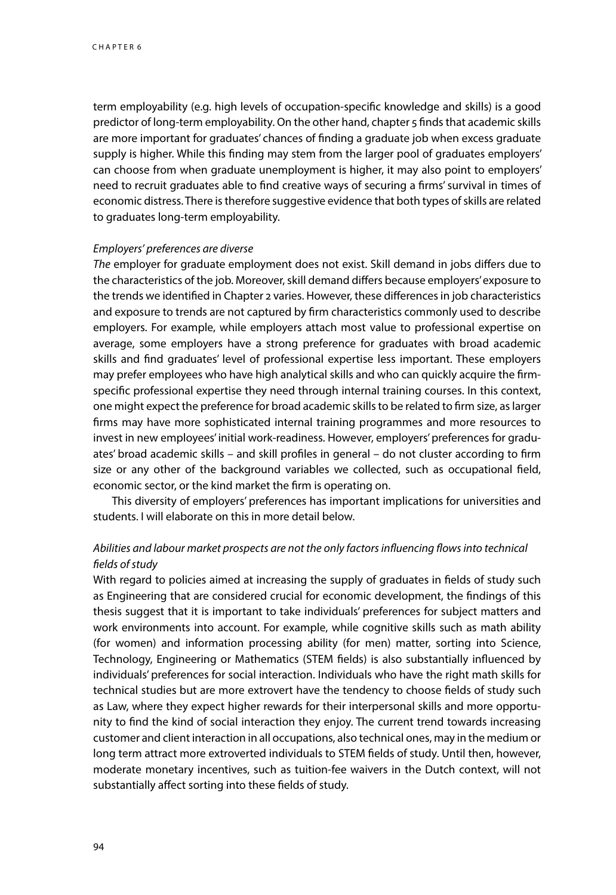term employability (e.g. high levels of occupation-specific knowledge and skills) is a good predictor of long-term employability. On the other hand, chapter 5 finds that academic skills are more important for graduates' chances of finding a graduate job when excess graduate supply is higher. While this finding may stem from the larger pool of graduates employers' can choose from when graduate unemployment is higher, it may also point to employers' need to recruit graduates able to find creative ways of securing a firms' survival in times of economic distress. There is therefore suggestive evidence that both types of skills are related to graduates long-term employability.

*Employers' preferences are diverse*

*The* employer for graduate employment does not exist. Skill demand in jobs differs due to the characteristics of the job. Moreover, skill demand differs because employers' exposure to the trends we identified in Chapter 2 varies. However, these differences in job characteristics and exposure to trends are not captured by firm characteristics commonly used to describe employers. For example, while employers attach most value to professional expertise on average, some employers have a strong preference for graduates with broad academic skills and find graduates' level of professional expertise less important. These employers may prefer employees who have high analytical skills and who can quickly acquire the firm-specific professional expertise they need through internal training courses. In this context, one might expect the preference for broad academic skills to be related to firm size, as larger firms may have more sophisticated internal training programmes and more resources to invest in new employees' initial work-readiness. However, employers' preferences for graduates' broad academic skills – and skill profiles in general – do not cluster according to firm size or any other of the background variables we collected, such as occupational field, economic sector, or the kind market the firm is operating on.

This diversity of employers' preferences has important implications for universities and students. I will elaborate on this in more detail below.

*Abilities and labour market prospects are not the only factors influencing flows into technical fields of study*

With regard to policies aimed at increasing the supply of graduates in fields of study such as Engineering that are considered crucial for economic development, the findings of this thesis suggest that it is important to take individuals' preferences for subject matters and work environments into account. For example, while cognitive skills such as math ability (for women) and information processing ability (for men) matter, sorting into Science, Technology, Engineering or Mathematics (STEM fields) is also substantially influenced by individuals' preferences for social interaction. Individuals who have the right math skills for technical studies but are more extrovert have the tendency to choose fields of study such as Law, where they expect higher rewards for their interpersonal skills and more opportunity to find the kind of social interaction they enjoy. The current trend towards increasing customer and client interaction in all occupations, also technical ones, may in the medium or long term attract more extroverted individuals to STEM fields of study. Until then, however, moderate monetary incentives, such as tuition-fee waivers in the Dutch context, will not substantially affect sorting into these fields of study.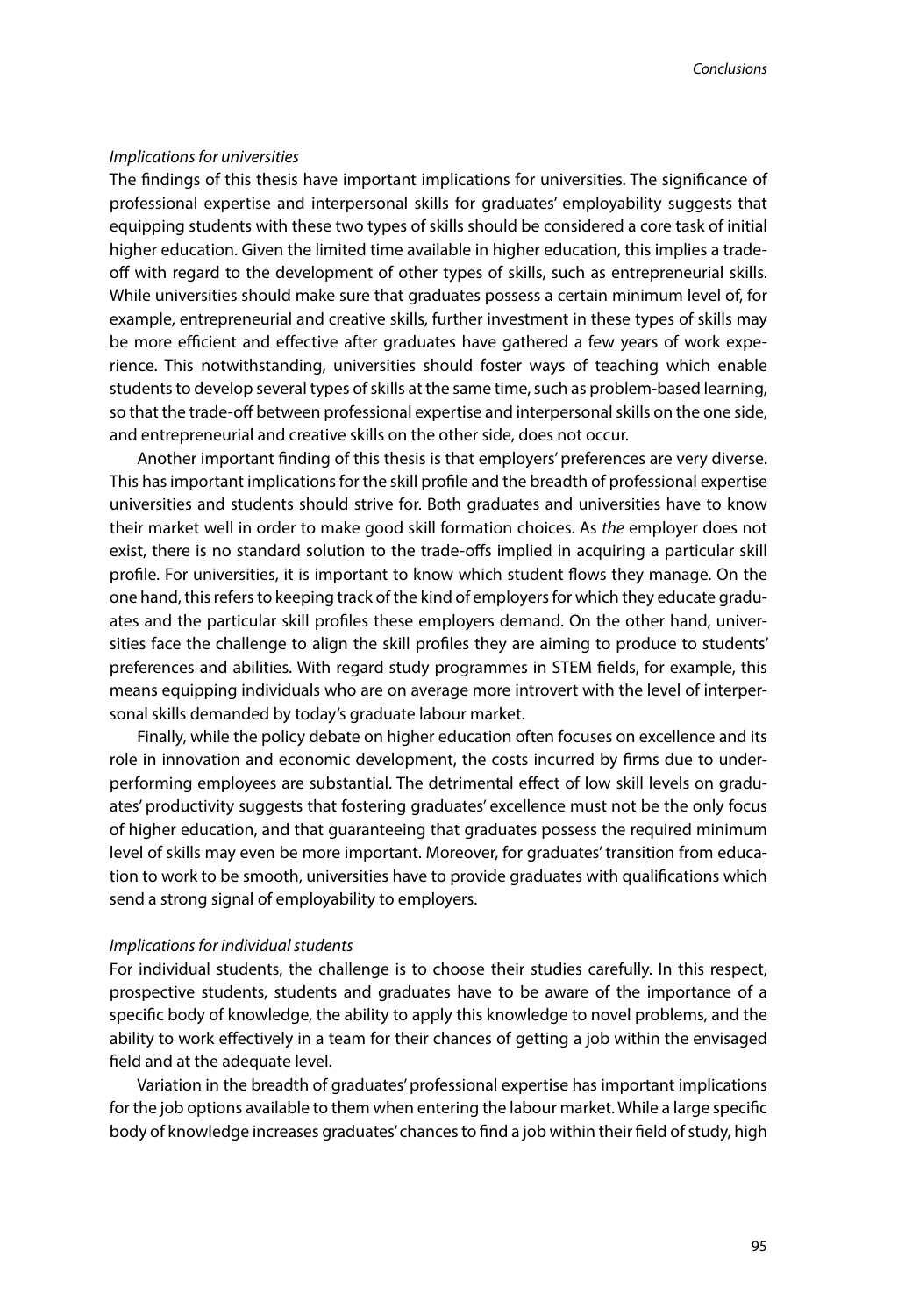*Implications for universities*

The findings of this thesis have important implications for universities. The significance of professional expertise and interpersonal skills for graduates' employability suggests that equipping students with these two types of skills should be considered a core task of initial higher education. Given the limited time available in higher education, this implies a trade-off with regard to the development of other types of skills, such as entrepreneurial skills. While universities should make sure that graduates possess a certain minimum level of, for example, entrepreneurial and creative skills, further investment in these types of skills may be more efficient and effective after graduates have gathered a few years of work experience. This notwithstanding, universities should foster ways of teaching which enable students to develop several types of skills at the same time, such as problem-based learning, so that the trade-off between professional expertise and interpersonal skills on the one side, and entrepreneurial and creative skills on the other side, does not occur.

Another important finding of this thesis is that employers' preferences are very diverse. This has important implications for the skill profile and the breadth of professional expertise universities and students should strive for. Both graduates and universities have to know their market well in order to make good skill formation choices. As *the* employer does not exist, there is no standard solution to the trade-offs implied in acquiring a particular skill profile. For universities, it is important to know which student flows they manage. On the one hand, this refers to keeping track of the kind of employers for which they educate graduates and the particular skill profiles these employers demand. On the other hand, universities face the challenge to align the skill profiles they are aiming to produce to students' preferences and abilities. With regard study programmes in STEM fields, for example, this means equipping individuals who are on average more introvert with the level of interpersonal skills demanded by today's graduate labour market.

Finally, while the policy debate on higher education often focuses on excellence and its role in innovation and economic development, the costs incurred by firms due to underperforming employees are substantial. The detrimental effect of low skill levels on graduates' productivity suggests that fostering graduates' excellence must not be the only focus of higher education, and that guaranteeing that graduates possess the required minimum level of skills may even be more important. Moreover, for graduates' transition from education to work to be smooth, universities have to provide graduates with qualifications which send a strong signal of employability to employers.

*Implications for individual students*

For individual students, the challenge is to choose their studies carefully. In this respect, prospective students, students and graduates have to be aware of the importance of a specific body of knowledge, the ability to apply this knowledge to novel problems, and the ability to work effectively in a team for their chances of getting a job within the envisaged field and at the adequate level.

Variation in the breadth of graduates' professional expertise has important implications for the job options available to them when entering the labour market. While a large specific body of knowledge increases graduates' chances to find a job within their field of study, high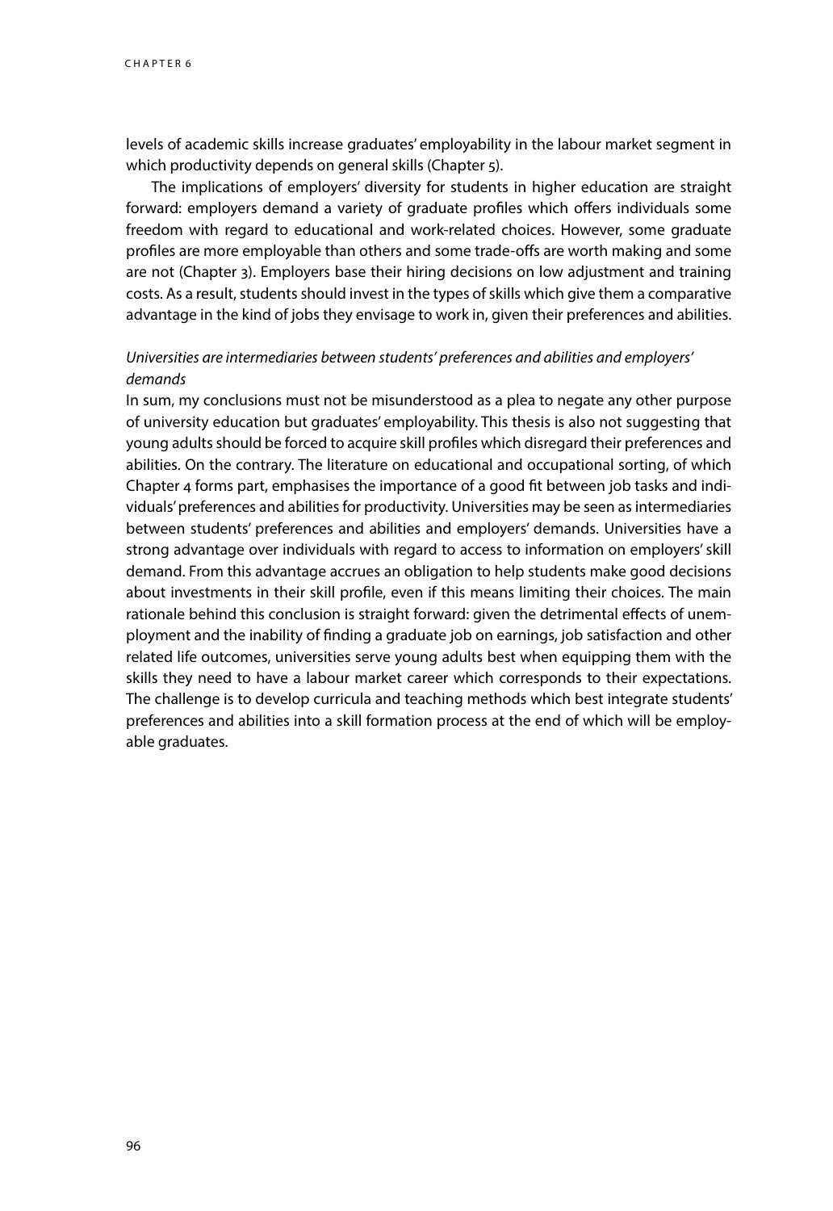levels of academic skills increase graduates' employability in the labour market segment in which productivity depends on general skills (Chapter 5).

The implications of employers' diversity for students in higher education are straight forward: employers demand a variety of graduate profiles which offers individuals some freedom with regard to educational and work-related choices. However, some graduate profiles are more employable than others and some trade-offs are worth making and some are not (Chapter 3). Employers base their hiring decisions on low adjustment and training costs. As a result, students should invest in the types of skills which give them a comparative advantage in the kind of jobs they envisage to work in, given their preferences and abilities.

*Universities are intermediaries between students' preferences and abilities and employers' demands*

In sum, my conclusions must not be misunderstood as a plea to negate any other purpose of university education but graduates' employability. This thesis is also not suggesting that young adults should be forced to acquire skill profiles which disregard their preferences and abilities. On the contrary. The literature on educational and occupational sorting, of which Chapter 4 forms part, emphasises the importance of a good fit between job tasks and individuals' preferences and abilities for productivity. Universities may be seen as intermediaries between students' preferences and abilities and employers' demands. Universities have a strong advantage over individuals with regard to access to information on employers' skill demand. From this advantage accrues an obligation to help students make good decisions about investments in their skill profile, even if this means limiting their choices. The main rationale behind this conclusion is straight forward: given the detrimental effects of unemployment and the inability of finding a graduate job on earnings, job satisfaction and other related life outcomes, universities serve young adults best when equipping them with the skills they need to have a labour market career which corresponds to their expectations. The challenge is to develop curricula and teaching methods which best integrate students' preferences and abilities into a skill formation process at the end of which will be employable graduates.